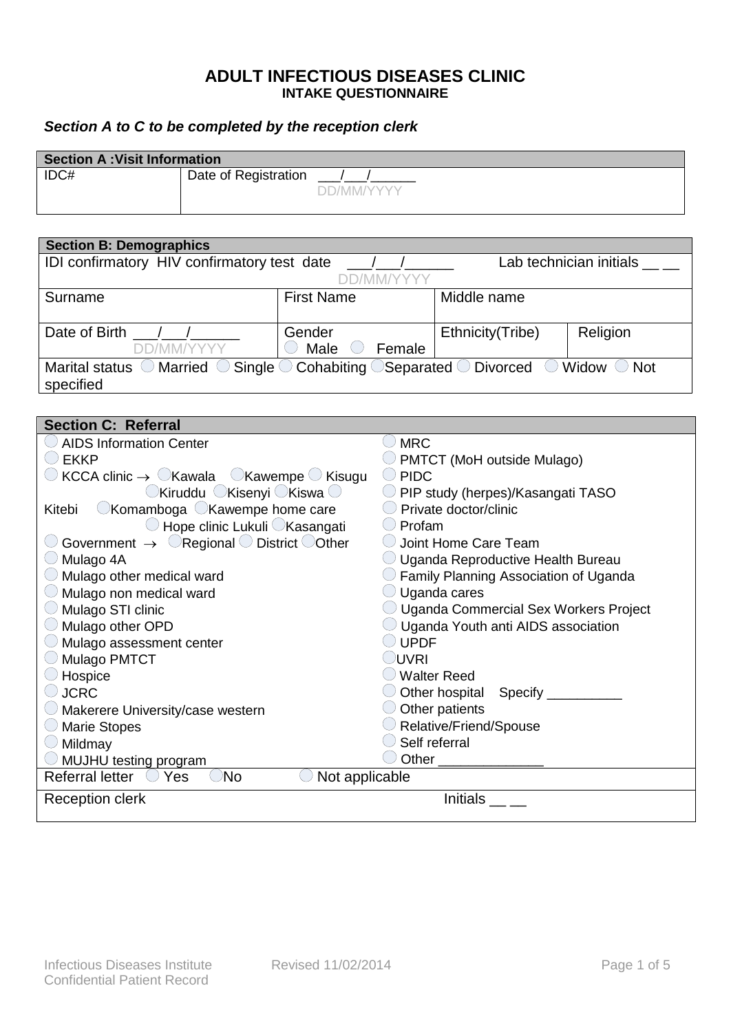# ADULT INFECTIOUS DISEASES CLINIC
## INTAKE QUESTIONNAIRE

***Section A to C to be completed by the reception clerk***

| **Section A :Visit Information** | |
|---|---|
| IDC# | Date of Registration \_\_\_/\_\_\_/\_\_\_\_\_\_ DD/MM/YYYY |

| **Section B: Demographics** | | | |
|---|---|---|---|
| IDI confirmatory HIV confirmatory test date \_\_\_/\_\_\_/\_\_\_\_\_\_ DD/MM/YYYY Lab technician initials \_\_ \_\_ | | | |
| Surname | First Name | Middle name | |
| Date of Birth \_\_\_/\_\_\_/\_\_\_\_\_\_ DD/MM/YYYY | Gender ◯ Male ◯ Female | Ethnicity(Tribe) | Religion |
| Marital status ◯ Married ◯ Single ◯ Cohabiting ◯ Separated ◯ Divorced ◯ Widow ◯ Not specified | | | |

| **Section C: Referral** | |
|---|---|
| ◯ AIDS Information Center | ◯ MRC |
| ◯ EKKP | ◯ PMTCT (MoH outside Mulago) |
| ◯ KCCA clinic → ◯ Kawala ◯ Kawempe ◯ Kisugu ◯ Kiruddu ◯ Kisenyi ◯ Kiswa ◯ Kitebi ◯ Komamboga ◯ Kawempe home care ◯ Hope clinic Lukuli ◯ Kasangati | ◯ PIDC |
| | ◯ PIP study (herpes)/Kasangati TASO |
| | ◯ Private doctor/clinic |
| | ◯ Profam |
| ◯ Government → ◯ Regional ◯ District ◯ Other | ◯ Joint Home Care Team |
| ◯ Mulago 4A | ◯ Uganda Reproductive Health Bureau |
| ◯ Mulago other medical ward | ◯ Family Planning Association of Uganda |
| ◯ Mulago non medical ward | ◯ Uganda cares |
| ◯ Mulago STI clinic | ◯ Uganda Commercial Sex Workers Project |
| ◯ Mulago other OPD | ◯ Uganda Youth anti AIDS association |
| ◯ Mulago assessment center | ◯ UPDF |
| ◯ Mulago PMTCT | ◯ UVRI |
| ◯ Hospice | ◯ Walter Reed |
| ◯ JCRC | ◯ Other hospital Specify \_\_\_\_\_\_\_\_\_\_ |
| ◯ Makerere University/case western | ◯ Other patients |
| ◯ Marie Stopes | ◯ Relative/Friend/Spouse |
| ◯ Mildmay | ◯ Self referral |
| ◯ MUJHU testing program | ◯ Other \_\_\_\_\_\_\_\_\_\_\_\_\_\_ |
| Referral letter ◯ Yes ◯ No ◯ Not applicable | |
| Reception clerk | Initials \_\_ \_\_ |

Infectious Diseases Institute Confidential Patient Record Revised 11/02/2014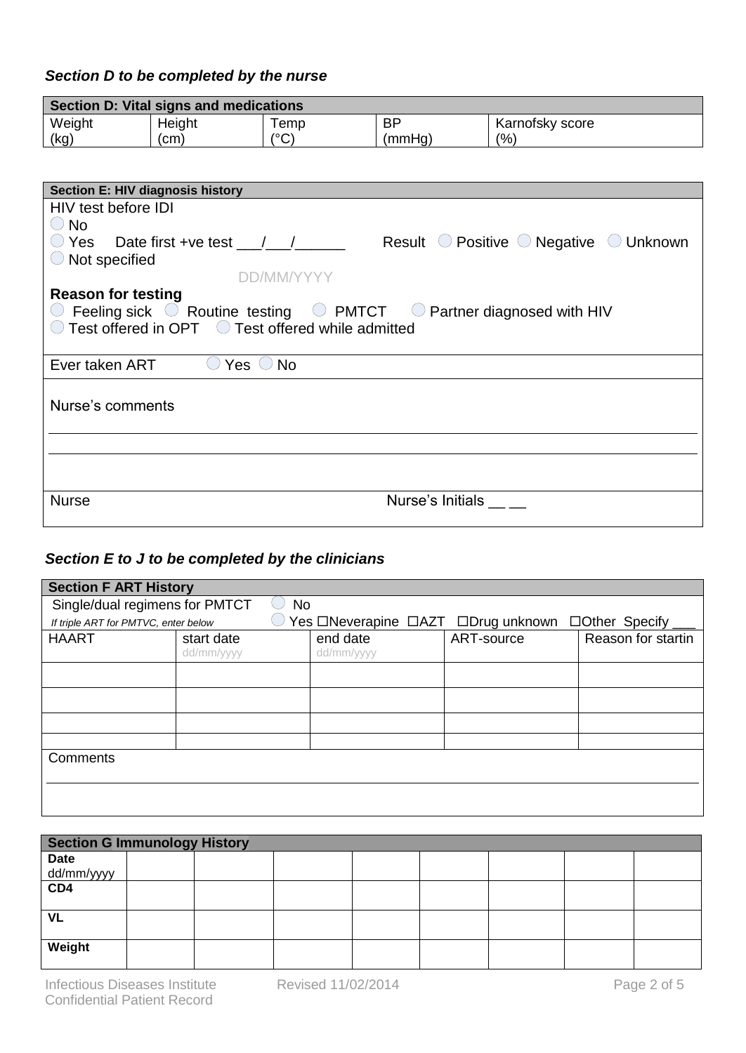***Section D to be completed by the nurse***

| Section D: Vital signs and medications | | | | |
|---|---|---|---|---|
| Weight (kg) | Height (cm) | Temp (°C) | BP (mmHg) | Karnofsky score (%) |

**Section E: HIV diagnosis history**

HIV test before IDI

◯ No
◯ Yes Date first +ve test ___/___/______ Result ◯ Positive ◯ Negative ◯ Unknown
◯ Not specified

DD/MM/YYYY

**Reason for testing**

◯ Feeling sick ◯ Routine testing ◯ PMTCT ◯ Partner diagnosed with HIV
◯ Test offered in OPT ◯ Test offered while admitted

Ever taken ART ◯ Yes ◯ No

Nurse's comments

________________________________________

________________________________________

Nurse Nurse's Initials __ __

***Section E to J to be completed by the clinicians***

**Section F ART History**

Single/dual regimens for PMTCT ◯ No

*If triple ART for PMTVC, enter below* ◯ Yes ☐Neverapine ☐AZT ☐Drug unknown ☐Other Specify ___

| HAART | start date dd/mm/yyyy | end date dd/mm/yyyy | ART-source | Reason for startin |
|---|---|---|---|---|
| | | | | |
| | | | | |
| | | | | |
| | | | | |

Comments

________________________________________

| Section G Immunology History | | | | | | | | |
|---|---|---|---|---|---|---|---|---|
| **Date** dd/mm/yyyy | | | | | | | | |
| **CD4** | | | | | | | | |
| **VL** | | | | | | | | |
| **Weight** | | | | | | | | |

Infectious Diseases Institute Confidential Patient Record Revised 11/02/2014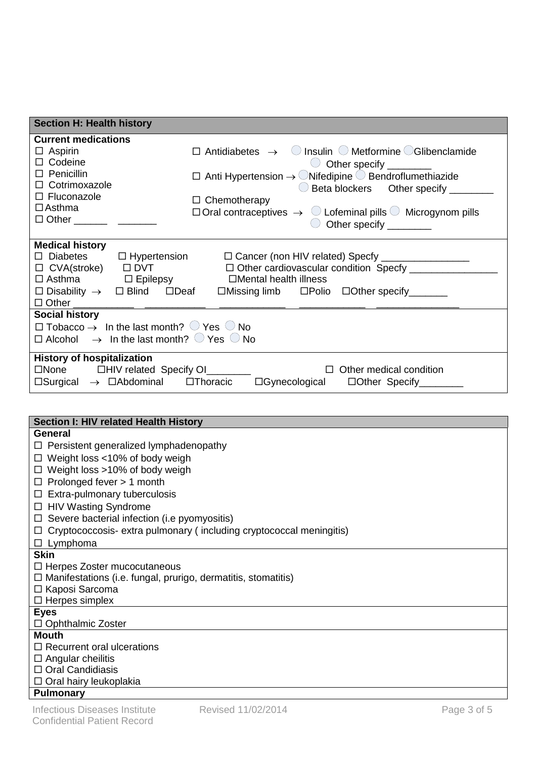## Section H: Health history

**Current medications**

☐ Aspirin
☐ Codeine
☐ Penicillin
☐ Cotrimoxazole
☐ Fluconazole
☐ Asthma
☐ Other ______ _______

☐ Antidiabetes → ◯ Insulin ◯ Metformine ◯ Glibenclamide ◯ Other specify ________
☐ Anti Hypertension → ◯ Nifedipine ◯ Bendroflumethiazide ◯ Beta blockers Other specify ________
☐ Chemotherapy
☐ Oral contraceptives → ◯ Lofeminal pills ◯ Microgynom pills ◯ Other specify ________

**Medical history**

☐ Diabetes ☐ Hypertension ☐ Cancer (non HIV related) Specfy ________________
☐ CVA(stroke) ☐ DVT ☐ Other cardiovascular condition Specfy ________________
☐ Asthma ☐ Epilepsy ☐ Mental health illness
☐ Disability → ☐ Blind ☐ Deaf ☐ Missing limb ☐ Polio ☐ Other specify_______
☐ Other ___________ ___________ ____________ ____________ _______________

**Social history**

☐ Tobacco → In the last month? ◯ Yes ◯ No
☐ Alcohol → In the last month? ◯ Yes ◯ No

**History of hospitalization**

☐ None ☐ HIV related Specify OI________ ☐ Other medical condition
☐ Surgical → ☐ Abdominal ☐ Thoracic ☐ Gynecological ☐ Other Specify________

## Section I: HIV related Health History

**General**

☐ Persistent generalized lymphadenopathy
☐ Weight loss <10% of body weigh
☐ Weight loss >10% of body weigh
☐ Prolonged fever > 1 month
☐ Extra-pulmonary tuberculosis
☐ HIV Wasting Syndrome
☐ Severe bacterial infection (i.e pyomyositis)
☐ Cryptococcosis- extra pulmonary ( including cryptococcal meningitis)
☐ Lymphoma

**Skin**

☐ Herpes Zoster mucocutaneous
☐ Manifestations (i.e. fungal, prurigo, dermatitis, stomatitis)
☐ Kaposi Sarcoma
☐ Herpes simplex

**Eyes**

☐ Ophthalmic Zoster

**Mouth**

☐ Recurrent oral ulcerations
☐ Angular cheilitis
☐ Oral Candidiasis
☐ Oral hairy leukoplakia

**Pulmonary**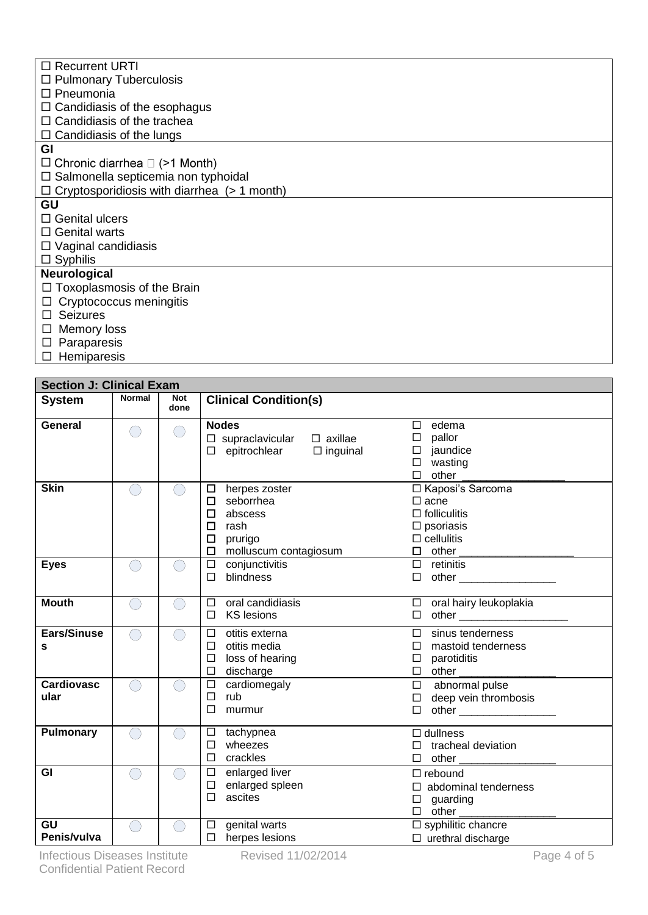| |
|---|
| ☐ Recurrent URTI<br>☐ Pulmonary Tuberculosis<br>☐ Pneumonia<br>☐ Candidiasis of the esophagus<br>☐ Candidiasis of the trachea<br>☐ Candidiasis of the lungs |
| **GI** |
| ☐ Chronic diarrhea ☐ (>1 Month)<br>☐ Salmonella septicemia non typhoidal<br>☐ Cryptosporidiosis with diarrhea (> 1 month) |
| **GU** |
| ☐ Genital ulcers<br>☐ Genital warts<br>☐ Vaginal candidiasis<br>☐ Syphilis |
| **Neurological** |
| ☐ Toxoplasmosis of the Brain<br>☐ Cryptococcus meningitis<br>☐ Seizures<br>☐ Memory loss<br>☐ Paraparesis<br>☐ Hemiparesis |

| **Section J: Clinical Exam** | | | | |
|---|---|---|---|---|
| **System** | **Normal** | **Not done** | **Clinical Condition(s)** | |
| **General** | ◯ | ◯ | **Nodes**<br>☐ supraclavicular ☐ axillae<br>☐ epitrochlear ☐ inguinal | ☐ edema<br>☐ pallor<br>☐ jaundice<br>☐ wasting<br>☐ other ________________ |
| **Skin** | ◯ | ◯ | ☐ herpes zoster<br>☐ seborrhea<br>☐ abscess<br>☐ rash<br>☐ prurigo<br>☐ molluscum contagiosum | ☐ Kaposi's Sarcoma<br>☐ acne<br>☐ folliculitis<br>☐ psoriasis<br>☐ cellulitis<br>☐ other ___________________ |
| **Eyes** | ◯ | ◯ | ☐ conjunctivitis<br>☐ blindness | ☐ retinitis<br>☐ other ________________ |
| **Mouth** | ◯ | ◯ | ☐ oral candidiasis<br>☐ KS lesions | ☐ oral hairy leukoplakia<br>☐ other __________________ |
| **Ears/Sinuses** | ◯ | ◯ | ☐ otitis externa<br>☐ otitis media<br>☐ loss of hearing<br>☐ discharge | ☐ sinus tenderness<br>☐ mastoid tenderness<br>☐ parotiditis<br>☐ other ________________ |
| **Cardiovascular** | ◯ | ◯ | ☐ cardiomegaly<br>☐ rub<br>☐ murmur | ☐ abnormal pulse<br>☐ deep vein thrombosis<br>☐ other ________________ |
| **Pulmonary** | ◯ | ◯ | ☐ tachypnea<br>☐ wheezes<br>☐ crackles | ☐ dullness<br>☐ tracheal deviation<br>☐ other ________________ |
| **GI** | ◯ | ◯ | ☐ enlarged liver<br>☐ enlarged spleen<br>☐ ascites | ☐ rebound<br>☐ abdominal tenderness<br>☐ guarding<br>☐ other ________________ |
| **GU Penis/vulva** | ◯ | ◯ | ☐ genital warts<br>☐ herpes lesions | ☐ syphilitic chancre<br>☐ urethral discharge |

Infectious Diseases Institute Confidential Patient Record — Revised 11/02/2014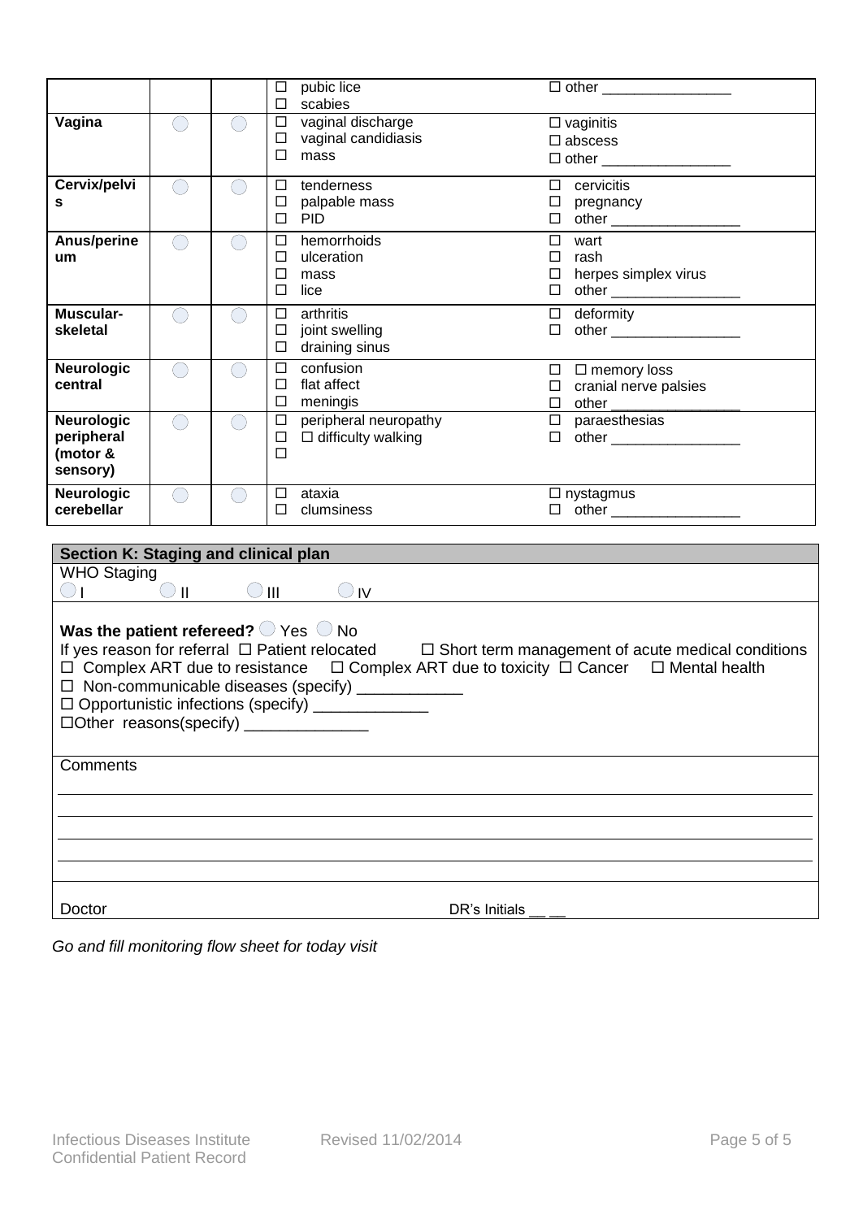| | | | | |
|---|---|---|---|---|
| | | | ☐ pubic lice<br>☐ scabies | ☐ other ________________ |
| **Vagina** | ◯ | ◯ | ☐ vaginal discharge<br>☐ vaginal candidiasis<br>☐ mass | ☐ vaginitis<br>☐ abscess<br>☐ other ________________ |
| **Cervix/pelvis** | ◯ | ◯ | ☐ tenderness<br>☐ palpable mass<br>☐ PID | ☐ cervicitis<br>☐ pregnancy<br>☐ other ________________ |
| **Anus/perineum** | ◯ | ◯ | ☐ hemorrhoids<br>☐ ulceration<br>☐ mass<br>☐ lice | ☐ wart<br>☐ rash<br>☐ herpes simplex virus<br>☐ other ________________ |
| **Muscular-skeletal** | ◯ | ◯ | ☐ arthritis<br>☐ joint swelling<br>☐ draining sinus | ☐ deformity<br>☐ other ________________ |
| **Neurologic central** | ◯ | ◯ | ☐ confusion<br>☐ flat affect<br>☐ meningis | ☐ ☐ memory loss<br>☐ cranial nerve palsies<br>☐ other ________________ |
| **Neurologic peripheral (motor & sensory)** | ◯ | ◯ | ☐ peripheral neuropathy<br>☐ ☐ difficulty walking<br>☐ | ☐ paraesthesias<br>☐ other ________________ |
| **Neurologic cerebellar** | ◯ | ◯ | ☐ ataxia<br>☐ clumsiness | ☐ nystagmus<br>☐ other ________________ |

## Section K: Staging and clinical plan

WHO Staging

◯ I ◯ II ◯ III ◯ IV

**Was the patient refereed?** ◯ Yes ◯ No

If yes reason for referral ☐ Patient relocated ☐ Short term management of acute medical conditions
☐ Complex ART due to resistance ☐ Complex ART due to toxicity ☐ Cancer ☐ Mental health
☐ Non-communicable diseases (specify) ____________
☐ Opportunistic infections (specify) _____________
☐Other reasons(specify) ______________

Comments

______________________________________________________________________

______________________________________________________________________

______________________________________________________________________

______________________________________________________________________

Doctor DR's Initials __ __

*Go and fill monitoring flow sheet for today visit*